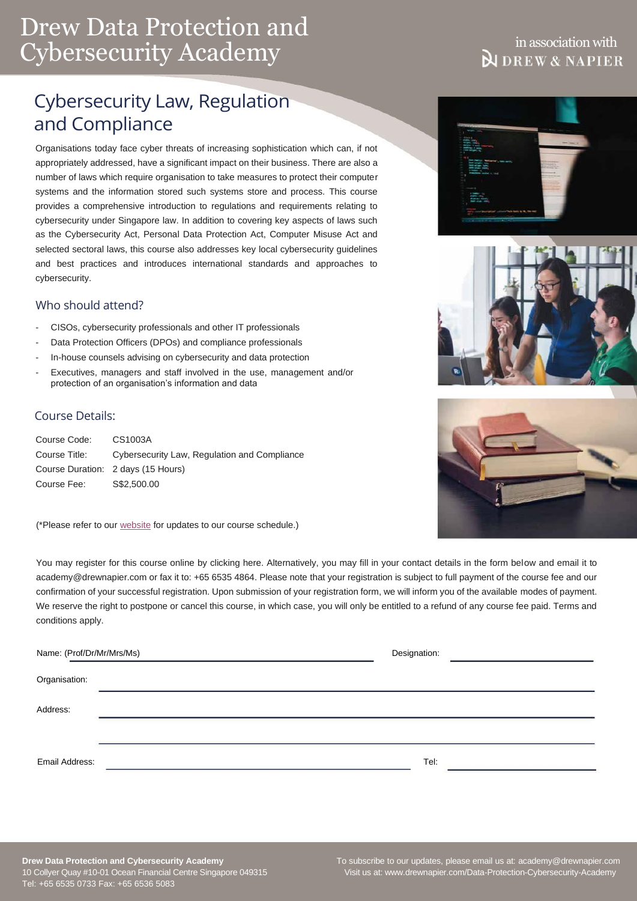# Drew Data Protection and Cybersecurity Academy

in association with DREW & NAPIER

## Cybersecurity Law, Regulation and Compliance

Organisations today face cyber threats of increasing sophistication which can, if not appropriately addressed, have a significant impact on their business. There are also a number of laws which require organisation to take measures to protect their computer systems and the information stored such systems store and process. This course provides a comprehensive introduction to regulations and requirements relating to cybersecurity under Singapore law. In addition to covering key aspects of laws such as the Cybersecurity Act, Personal Data Protection Act, Computer Misuse Act and selected sectoral laws, this course also addresses key local cybersecurity guidelines and best practices and introduces international standards and approaches to cybersecurity.

### Who should attend?

- CISOs, cybersecurity professionals and other IT professionals
- Data Protection Officers (DPOs) and compliance professionals
- In-house counsels advising on cybersecurity and data protection
- Executives, managers and staff involved in the use, management and/or protection of an organisation's information and data

### Course Details:

| | |
|---|---|
| Course Code: | CS1003A |
| Course Title: | Cybersecurity Law, Regulation and Compliance |
| Course Duration: | 2 days (15 Hours) |
| Course Fee: | S$2,500.00 |

(*Please refer to our website for updates to our course schedule.)

You may register for this course online by clicking here. Alternatively, you may fill in your contact details in the form below and email it to academy@drewnapier.com or fax it to: +65 6535 4864. Please note that your registration is subject to full payment of the course fee and our confirmation of your successful registration. Upon submission of your registration form, we will inform you of the available modes of payment. We reserve the right to postpone or cancel this course, in which case, you will only be entitled to a refund of any course fee paid. Terms and conditions apply.

Name: (Prof/Dr/Mr/Mrs/Ms) ______________________ Designation: ______________________

Organisation: ______________________

Address: ______________________

______________________

Email Address: ______________________ Tel: ______________________

**Drew Data Protection and Cybersecurity Academy**
10 Collyer Quay #10-01 Ocean Financial Centre Singapore 049315
Tel: +65 6535 0733 Fax: +65 6536 5083

To subscribe to our updates, please email us at: academy@drewnapier.com
Visit us at: www.drewnapier.com/Data-Protection-Cybersecurity-Academy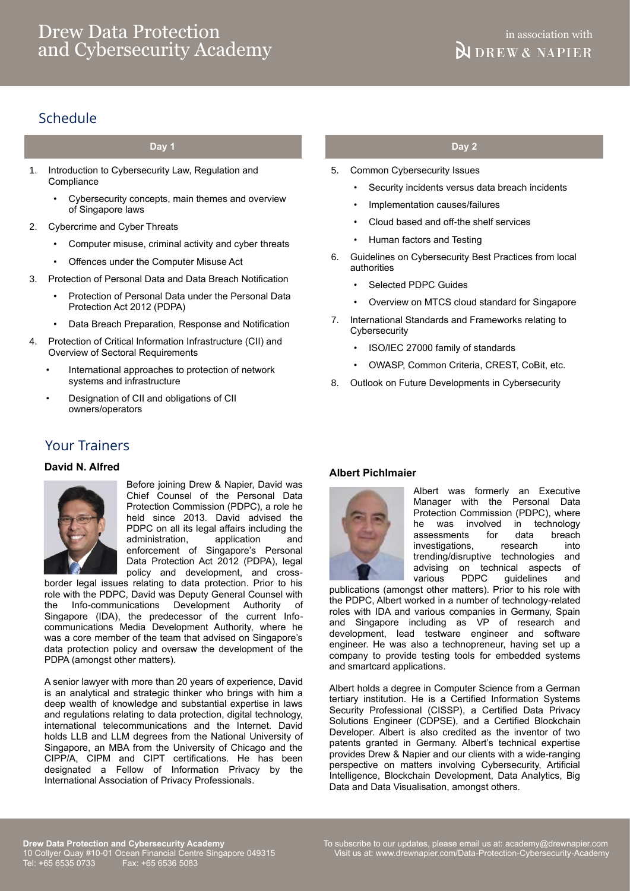## Schedule

### Day 1

1. Introduction to Cybersecurity Law, Regulation and Compliance
   - Cybersecurity concepts, main themes and overview of Singapore laws
2. Cybercrime and Cyber Threats
   - Computer misuse, criminal activity and cyber threats
   - Offences under the Computer Misuse Act
3. Protection of Personal Data and Data Breach Notification
   - Protection of Personal Data under the Personal Data Protection Act 2012 (PDPA)
   - Data Breach Preparation, Response and Notification
4. Protection of Critical Information Infrastructure (CII) and Overview of Sectoral Requirements
   - International approaches to protection of network systems and infrastructure
   - Designation of CII and obligations of CII owners/operators

### Day 2

5. Common Cybersecurity Issues
   - Security incidents versus data breach incidents
   - Implementation causes/failures
   - Cloud based and off-the shelf services
   - Human factors and Testing
6. Guidelines on Cybersecurity Best Practices from local authorities
   - Selected PDPC Guides
   - Overview on MTCS cloud standard for Singapore
7. International Standards and Frameworks relating to Cybersecurity
   - ISO/IEC 27000 family of standards
   - OWASP, Common Criteria, CREST, CoBit, etc.
8. Outlook on Future Developments in Cybersecurity

## Your Trainers

### David N. Alfred

Before joining Drew & Napier, David was Chief Counsel of the Personal Data Protection Commission (PDPC), a role he held since 2013. David advised the PDPC on all its legal affairs including the administration, application and enforcement of Singapore's Personal Data Protection Act 2012 (PDPA), legal policy and development, and cross-border legal issues relating to data protection. Prior to his role with the PDPC, David was Deputy General Counsel with the Info-communications Development Authority of Singapore (IDA), the predecessor of the current Info-communications Media Development Authority, where he was a core member of the team that advised on Singapore's data protection policy and oversaw the development of the PDPA (amongst other matters).

A senior lawyer with more than 20 years of experience, David is an analytical and strategic thinker who brings with him a deep wealth of knowledge and substantial expertise in laws and regulations relating to data protection, digital technology, international telecommunications and the Internet. David holds LLB and LLM degrees from the National University of Singapore, an MBA from the University of Chicago and the CIPP/A, CIPM and CIPT certifications. He has been designated a Fellow of Information Privacy by the International Association of Privacy Professionals.

### Albert Pichlmaier

Albert was formerly an Executive Manager with the Personal Data Protection Commission (PDPC), where he was involved in technology assessments for data breach investigations, research into trending/disruptive technologies and advising on technical aspects of various PDPC guidelines and publications (amongst other matters). Prior to his role with the PDPC, Albert worked in a number of technology-related roles with IDA and various companies in Germany, Spain and Singapore including as VP of research and development, lead testware engineer and software engineer. He was also a technopreneur, having set up a company to provide testing tools for embedded systems and smartcard applications.

Albert holds a degree in Computer Science from a German tertiary institution. He is a Certified Information Systems Security Professional (CISSP), a Certified Data Privacy Solutions Engineer (CDPSE), and a Certified Blockchain Developer. Albert is also credited as the inventor of two patents granted in Germany. Albert's technical expertise provides Drew & Napier and our clients with a wide-ranging perspective on matters involving Cybersecurity, Artificial Intelligence, Blockchain Development, Data Analytics, Big Data and Data Visualisation, amongst others.

**Drew Data Protection and Cybersecurity Academy**
10 Collyer Quay #10-01 Ocean Financial Centre Singapore 049315
Tel: +65 6535 0733 Fax: +65 6536 5083

To subscribe to our updates, please email us at: academy@drewnapier.com
Visit us at: www.drewnapier.com/Data-Protection-Cybersecurity-Academy